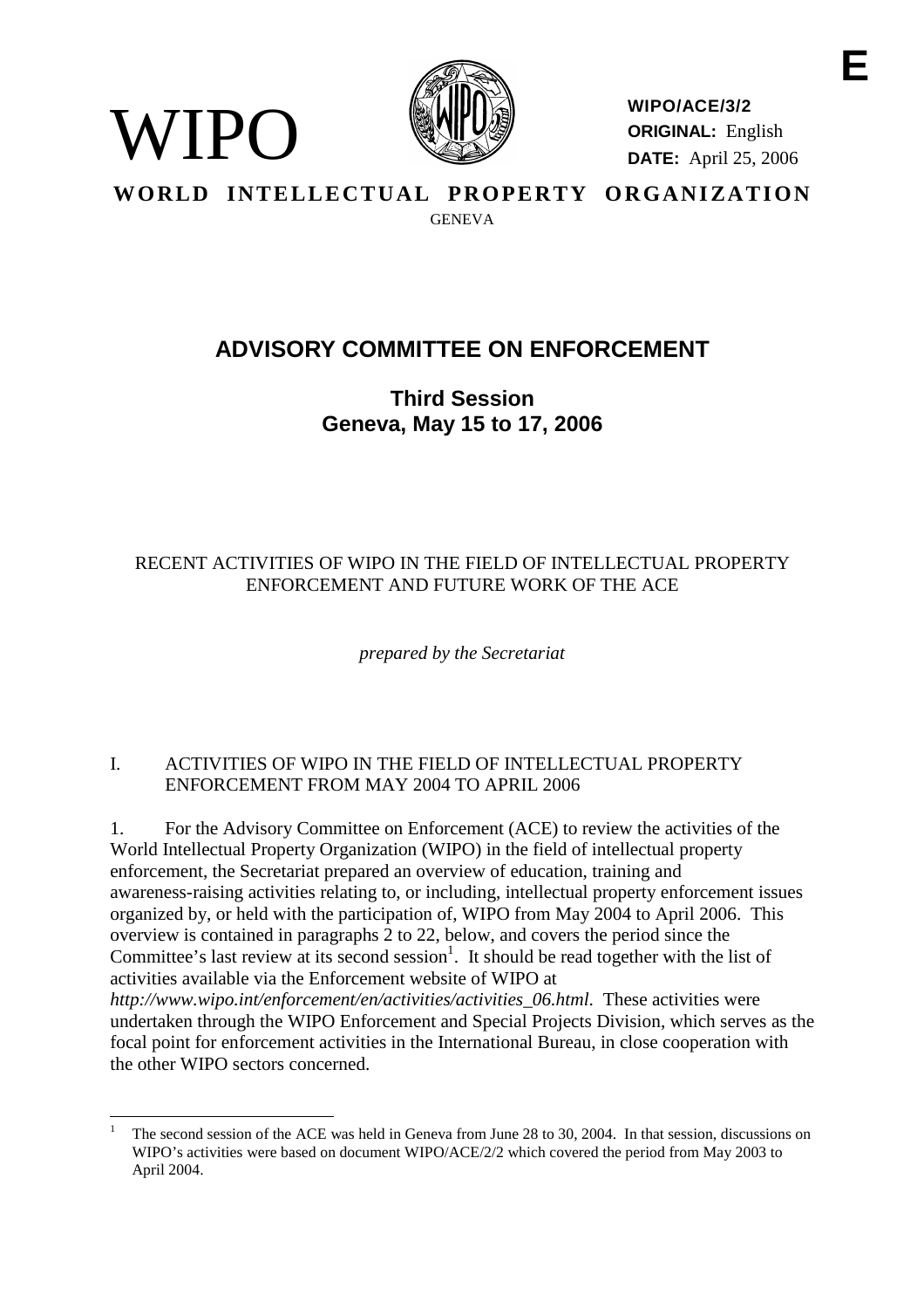E

WIPO

**WIPO/ACE/3/2**
**ORIGINAL:** English
**DATE:** April 25, 2006

**WORLD INTELLECTUAL PROPERTY ORGANIZATION**

GENEVA

# ADVISORY COMMITTEE ON ENFORCEMENT

## Third Session
## Geneva, May 15 to 17, 2006

RECENT ACTIVITIES OF WIPO IN THE FIELD OF INTELLECTUAL PROPERTY ENFORCEMENT AND FUTURE WORK OF THE ACE

*prepared by the Secretariat*

I. ACTIVITIES OF WIPO IN THE FIELD OF INTELLECTUAL PROPERTY ENFORCEMENT FROM MAY 2004 TO APRIL 2006

1. For the Advisory Committee on Enforcement (ACE) to review the activities of the World Intellectual Property Organization (WIPO) in the field of intellectual property enforcement, the Secretariat prepared an overview of education, training and awareness-raising activities relating to, or including, intellectual property enforcement issues organized by, or held with the participation of, WIPO from May 2004 to April 2006. This overview is contained in paragraphs 2 to 22, below, and covers the period since the Committee's last review at its second session[1]. It should be read together with the list of activities available via the Enforcement website of WIPO at *http://www.wipo.int/enforcement/en/activities/activities_06.html*. These activities were undertaken through the WIPO Enforcement and Special Projects Division, which serves as the focal point for enforcement activities in the International Bureau, in close cooperation with the other WIPO sectors concerned.

[1] The second session of the ACE was held in Geneva from June 28 to 30, 2004. In that session, discussions on WIPO's activities were based on document WIPO/ACE/2/2 which covered the period from May 2003 to April 2004.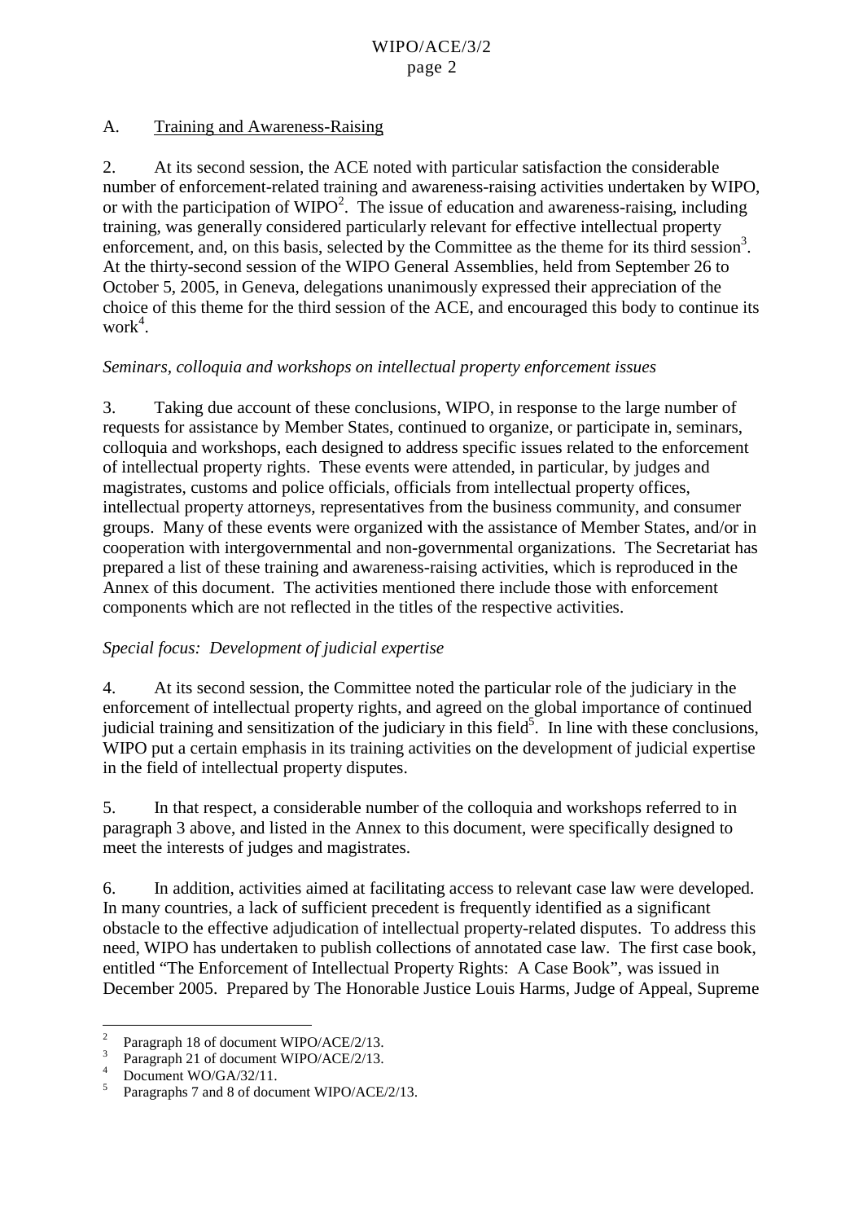## A. Training and Awareness-Raising

2. At its second session, the ACE noted with particular satisfaction the considerable number of enforcement-related training and awareness-raising activities undertaken by WIPO, or with the participation of WIPO[2]. The issue of education and awareness-raising, including training, was generally considered particularly relevant for effective intellectual property enforcement, and, on this basis, selected by the Committee as the theme for its third session[3]. At the thirty-second session of the WIPO General Assemblies, held from September 26 to October 5, 2005, in Geneva, delegations unanimously expressed their appreciation of the choice of this theme for the third session of the ACE, and encouraged this body to continue its work[4].

*Seminars, colloquia and workshops on intellectual property enforcement issues*

3. Taking due account of these conclusions, WIPO, in response to the large number of requests for assistance by Member States, continued to organize, or participate in, seminars, colloquia and workshops, each designed to address specific issues related to the enforcement of intellectual property rights. These events were attended, in particular, by judges and magistrates, customs and police officials, officials from intellectual property offices, intellectual property attorneys, representatives from the business community, and consumer groups. Many of these events were organized with the assistance of Member States, and/or in cooperation with intergovernmental and non-governmental organizations. The Secretariat has prepared a list of these training and awareness-raising activities, which is reproduced in the Annex of this document. The activities mentioned there include those with enforcement components which are not reflected in the titles of the respective activities.

*Special focus: Development of judicial expertise*

4. At its second session, the Committee noted the particular role of the judiciary in the enforcement of intellectual property rights, and agreed on the global importance of continued judicial training and sensitization of the judiciary in this field[5]. In line with these conclusions, WIPO put a certain emphasis in its training activities on the development of judicial expertise in the field of intellectual property disputes.

5. In that respect, a considerable number of the colloquia and workshops referred to in paragraph 3 above, and listed in the Annex to this document, were specifically designed to meet the interests of judges and magistrates.

6. In addition, activities aimed at facilitating access to relevant case law were developed. In many countries, a lack of sufficient precedent is frequently identified as a significant obstacle to the effective adjudication of intellectual property-related disputes. To address this need, WIPO has undertaken to publish collections of annotated case law. The first case book, entitled "The Enforcement of Intellectual Property Rights: A Case Book", was issued in December 2005. Prepared by The Honorable Justice Louis Harms, Judge of Appeal, Supreme

---

[2] Paragraph 18 of document WIPO/ACE/2/13.

[3] Paragraph 21 of document WIPO/ACE/2/13.

[4] Document WO/GA/32/11.

[5] Paragraphs 7 and 8 of document WIPO/ACE/2/13.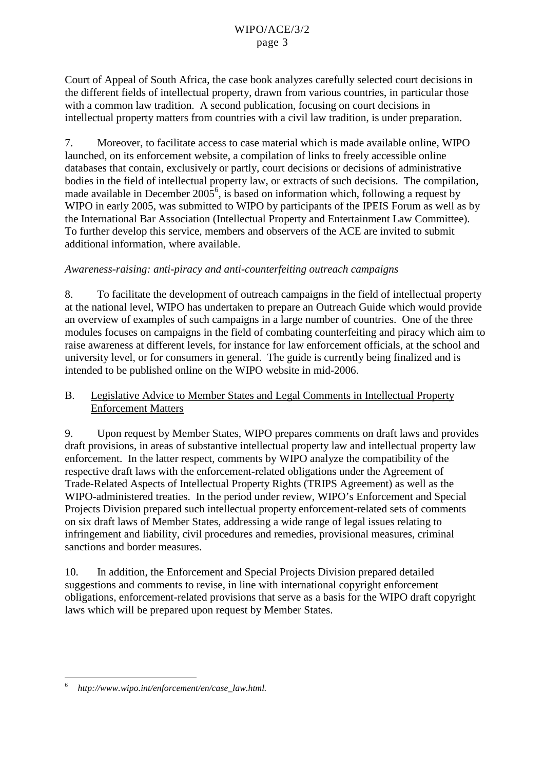Court of Appeal of South Africa, the case book analyzes carefully selected court decisions in the different fields of intellectual property, drawn from various countries, in particular those with a common law tradition. A second publication, focusing on court decisions in intellectual property matters from countries with a civil law tradition, is under preparation.

7. Moreover, to facilitate access to case material which is made available online, WIPO launched, on its enforcement website, a compilation of links to freely accessible online databases that contain, exclusively or partly, court decisions or decisions of administrative bodies in the field of intellectual property law, or extracts of such decisions. The compilation, made available in December 2005[6], is based on information which, following a request by WIPO in early 2005, was submitted to WIPO by participants of the IPEIS Forum as well as by the International Bar Association (Intellectual Property and Entertainment Law Committee). To further develop this service, members and observers of the ACE are invited to submit additional information, where available.

*Awareness-raising: anti-piracy and anti-counterfeiting outreach campaigns*

8. To facilitate the development of outreach campaigns in the field of intellectual property at the national level, WIPO has undertaken to prepare an Outreach Guide which would provide an overview of examples of such campaigns in a large number of countries. One of the three modules focuses on campaigns in the field of combating counterfeiting and piracy which aim to raise awareness at different levels, for instance for law enforcement officials, at the school and university level, or for consumers in general. The guide is currently being finalized and is intended to be published online on the WIPO website in mid-2006.

## B. Legislative Advice to Member States and Legal Comments in Intellectual Property Enforcement Matters

9. Upon request by Member States, WIPO prepares comments on draft laws and provides draft provisions, in areas of substantive intellectual property law and intellectual property law enforcement. In the latter respect, comments by WIPO analyze the compatibility of the respective draft laws with the enforcement-related obligations under the Agreement of Trade-Related Aspects of Intellectual Property Rights (TRIPS Agreement) as well as the WIPO-administered treaties. In the period under review, WIPO's Enforcement and Special Projects Division prepared such intellectual property enforcement-related sets of comments on six draft laws of Member States, addressing a wide range of legal issues relating to infringement and liability, civil procedures and remedies, provisional measures, criminal sanctions and border measures.

10. In addition, the Enforcement and Special Projects Division prepared detailed suggestions and comments to revise, in line with international copyright enforcement obligations, enforcement-related provisions that serve as a basis for the WIPO draft copyright laws which will be prepared upon request by Member States.

---

[6] *http://www.wipo.int/enforcement/en/case_law.html.*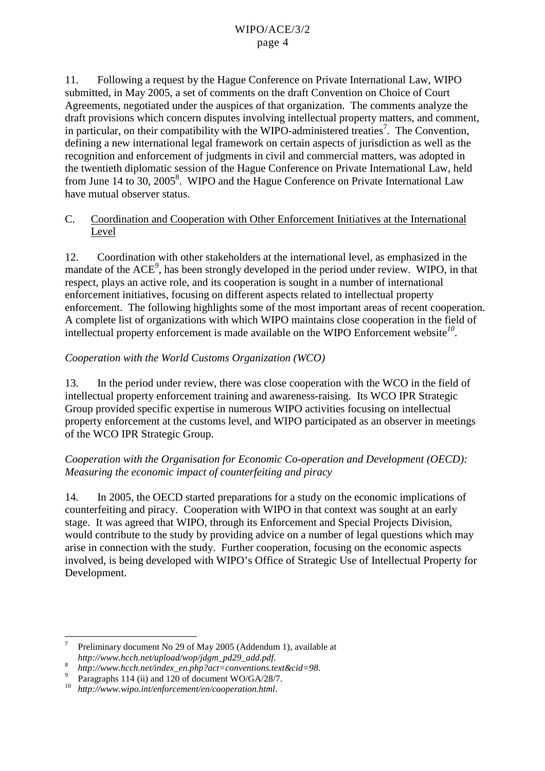11. Following a request by the Hague Conference on Private International Law, WIPO submitted, in May 2005, a set of comments on the draft Convention on Choice of Court Agreements, negotiated under the auspices of that organization. The comments analyze the draft provisions which concern disputes involving intellectual property matters, and comment, in particular, on their compatibility with the WIPO-administered treaties[7]. The Convention, defining a new international legal framework on certain aspects of jurisdiction as well as the recognition and enforcement of judgments in civil and commercial matters, was adopted in the twentieth diplomatic session of the Hague Conference on Private International Law, held from June 14 to 30, 2005[8]. WIPO and the Hague Conference on Private International Law have mutual observer status.

## C. Coordination and Cooperation with Other Enforcement Initiatives at the International Level

12. Coordination with other stakeholders at the international level, as emphasized in the mandate of the ACE[9], has been strongly developed in the period under review. WIPO, in that respect, plays an active role, and its cooperation is sought in a number of international enforcement initiatives, focusing on different aspects related to intellectual property enforcement. The following highlights some of the most important areas of recent cooperation. A complete list of organizations with which WIPO maintains close cooperation in the field of intellectual property enforcement is made available on the WIPO Enforcement website[10].

*Cooperation with the World Customs Organization (WCO)*

13. In the period under review, there was close cooperation with the WCO in the field of intellectual property enforcement training and awareness-raising. Its WCO IPR Strategic Group provided specific expertise in numerous WIPO activities focusing on intellectual property enforcement at the customs level, and WIPO participated as an observer in meetings of the WCO IPR Strategic Group.

*Cooperation with the Organisation for Economic Co-operation and Development (OECD): Measuring the economic impact of counterfeiting and piracy*

14. In 2005, the OECD started preparations for a study on the economic implications of counterfeiting and piracy. Cooperation with WIPO in that context was sought at an early stage. It was agreed that WIPO, through its Enforcement and Special Projects Division, would contribute to the study by providing advice on a number of legal questions which may arise in connection with the study. Further cooperation, focusing on the economic aspects involved, is being developed with WIPO's Office of Strategic Use of Intellectual Property for Development.

---

[7] Preliminary document No 29 of May 2005 (Addendum 1), available at *http://www.hcch.net/upload/wop/jdgm_pd29_add.pdf.*

[8] *http://www.hcch.net/index_en.php?act=conventions.text&cid=98.*

[9] Paragraphs 114 (ii) and 120 of document WO/GA/28/7.

[10] *http://www.wipo.int/enforcement/en/cooperation.html*.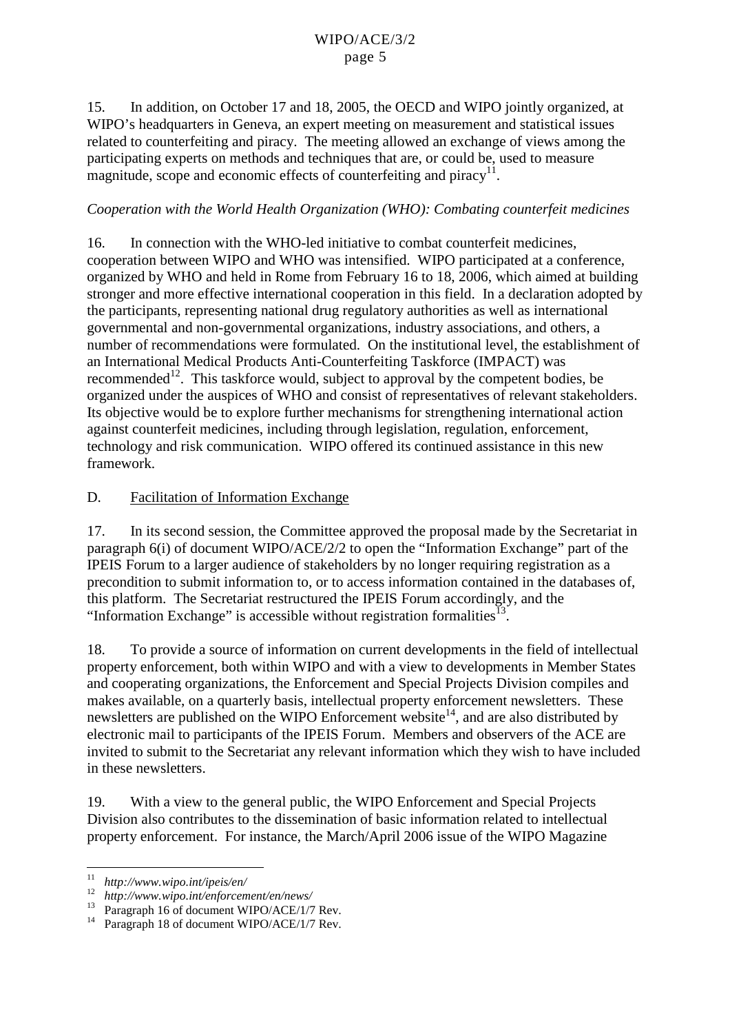15. In addition, on October 17 and 18, 2005, the OECD and WIPO jointly organized, at WIPO's headquarters in Geneva, an expert meeting on measurement and statistical issues related to counterfeiting and piracy. The meeting allowed an exchange of views among the participating experts on methods and techniques that are, or could be, used to measure magnitude, scope and economic effects of counterfeiting and piracy[11].

*Cooperation with the World Health Organization (WHO): Combating counterfeit medicines*

16. In connection with the WHO-led initiative to combat counterfeit medicines, cooperation between WIPO and WHO was intensified. WIPO participated at a conference, organized by WHO and held in Rome from February 16 to 18, 2006, which aimed at building stronger and more effective international cooperation in this field. In a declaration adopted by the participants, representing national drug regulatory authorities as well as international governmental and non-governmental organizations, industry associations, and others, a number of recommendations were formulated. On the institutional level, the establishment of an International Medical Products Anti-Counterfeiting Taskforce (IMPACT) was recommended[12]. This taskforce would, subject to approval by the competent bodies, be organized under the auspices of WHO and consist of representatives of relevant stakeholders. Its objective would be to explore further mechanisms for strengthening international action against counterfeit medicines, including through legislation, regulation, enforcement, technology and risk communication. WIPO offered its continued assistance in this new framework.

D. Facilitation of Information Exchange

17. In its second session, the Committee approved the proposal made by the Secretariat in paragraph 6(i) of document WIPO/ACE/2/2 to open the "Information Exchange" part of the IPEIS Forum to a larger audience of stakeholders by no longer requiring registration as a precondition to submit information to, or to access information contained in the databases of, this platform. The Secretariat restructured the IPEIS Forum accordingly, and the "Information Exchange" is accessible without registration formalities[13].

18. To provide a source of information on current developments in the field of intellectual property enforcement, both within WIPO and with a view to developments in Member States and cooperating organizations, the Enforcement and Special Projects Division compiles and makes available, on a quarterly basis, intellectual property enforcement newsletters. These newsletters are published on the WIPO Enforcement website[14], and are also distributed by electronic mail to participants of the IPEIS Forum. Members and observers of the ACE are invited to submit to the Secretariat any relevant information which they wish to have included in these newsletters.

19. With a view to the general public, the WIPO Enforcement and Special Projects Division also contributes to the dissemination of basic information related to intellectual property enforcement. For instance, the March/April 2006 issue of the WIPO Magazine

---

[11] *http://www.wipo.int/ipeis/en/*
[12] *http://www.wipo.int/enforcement/en/news/*
[13] Paragraph 16 of document WIPO/ACE/1/7 Rev.
[14] Paragraph 18 of document WIPO/ACE/1/7 Rev.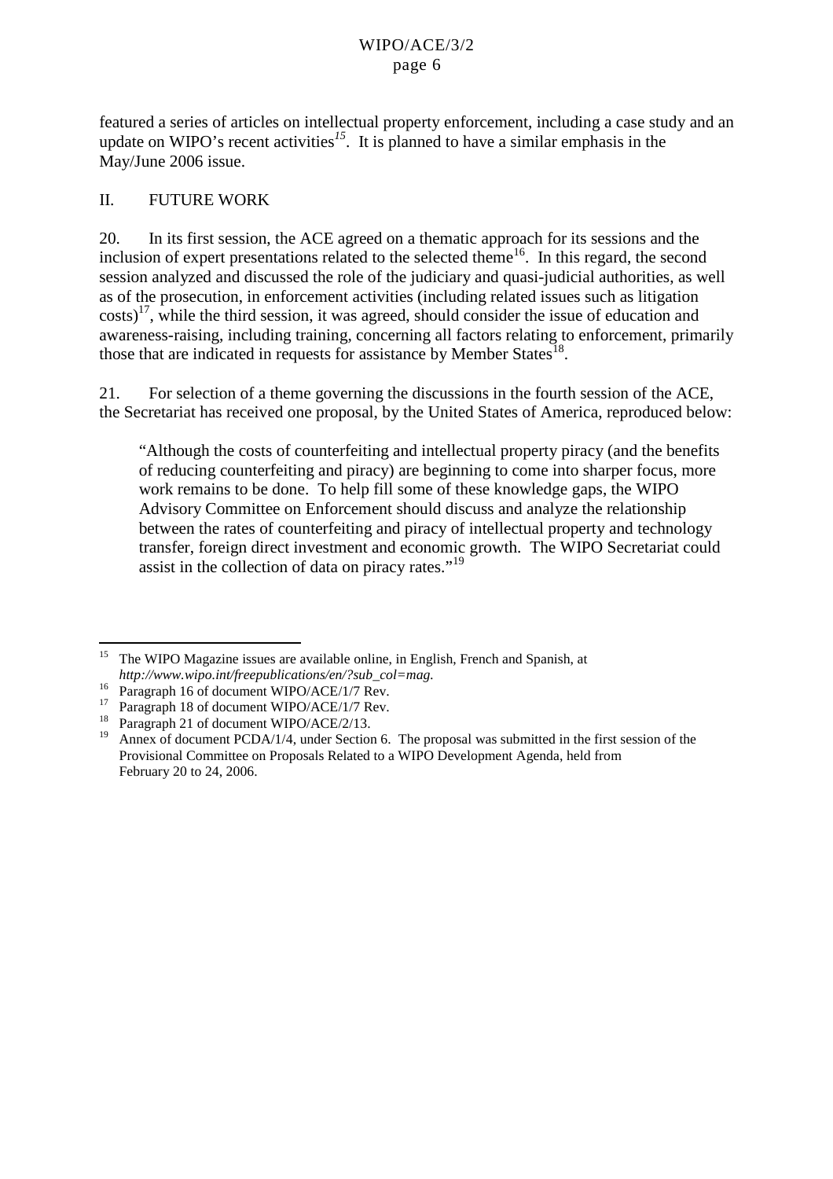featured a series of articles on intellectual property enforcement, including a case study and an update on WIPO's recent activities[15]. It is planned to have a similar emphasis in the May/June 2006 issue.

## II. FUTURE WORK

20. In its first session, the ACE agreed on a thematic approach for its sessions and the inclusion of expert presentations related to the selected theme[16]. In this regard, the second session analyzed and discussed the role of the judiciary and quasi-judicial authorities, as well as of the prosecution, in enforcement activities (including related issues such as litigation costs)[17], while the third session, it was agreed, should consider the issue of education and awareness-raising, including training, concerning all factors relating to enforcement, primarily those that are indicated in requests for assistance by Member States[18].

21. For selection of a theme governing the discussions in the fourth session of the ACE, the Secretariat has received one proposal, by the United States of America, reproduced below:

> "Although the costs of counterfeiting and intellectual property piracy (and the benefits of reducing counterfeiting and piracy) are beginning to come into sharper focus, more work remains to be done. To help fill some of these knowledge gaps, the WIPO Advisory Committee on Enforcement should discuss and analyze the relationship between the rates of counterfeiting and piracy of intellectual property and technology transfer, foreign direct investment and economic growth. The WIPO Secretariat could assist in the collection of data on piracy rates."[19]

---

[15] The WIPO Magazine issues are available online, in English, French and Spanish, at *http://www.wipo.int/freepublications/en/?sub_col=mag.*

[16] Paragraph 16 of document WIPO/ACE/1/7 Rev.

[17] Paragraph 18 of document WIPO/ACE/1/7 Rev.

[18] Paragraph 21 of document WIPO/ACE/2/13.

[19] Annex of document PCDA/1/4, under Section 6. The proposal was submitted in the first session of the Provisional Committee on Proposals Related to a WIPO Development Agenda, held from February 20 to 24, 2006.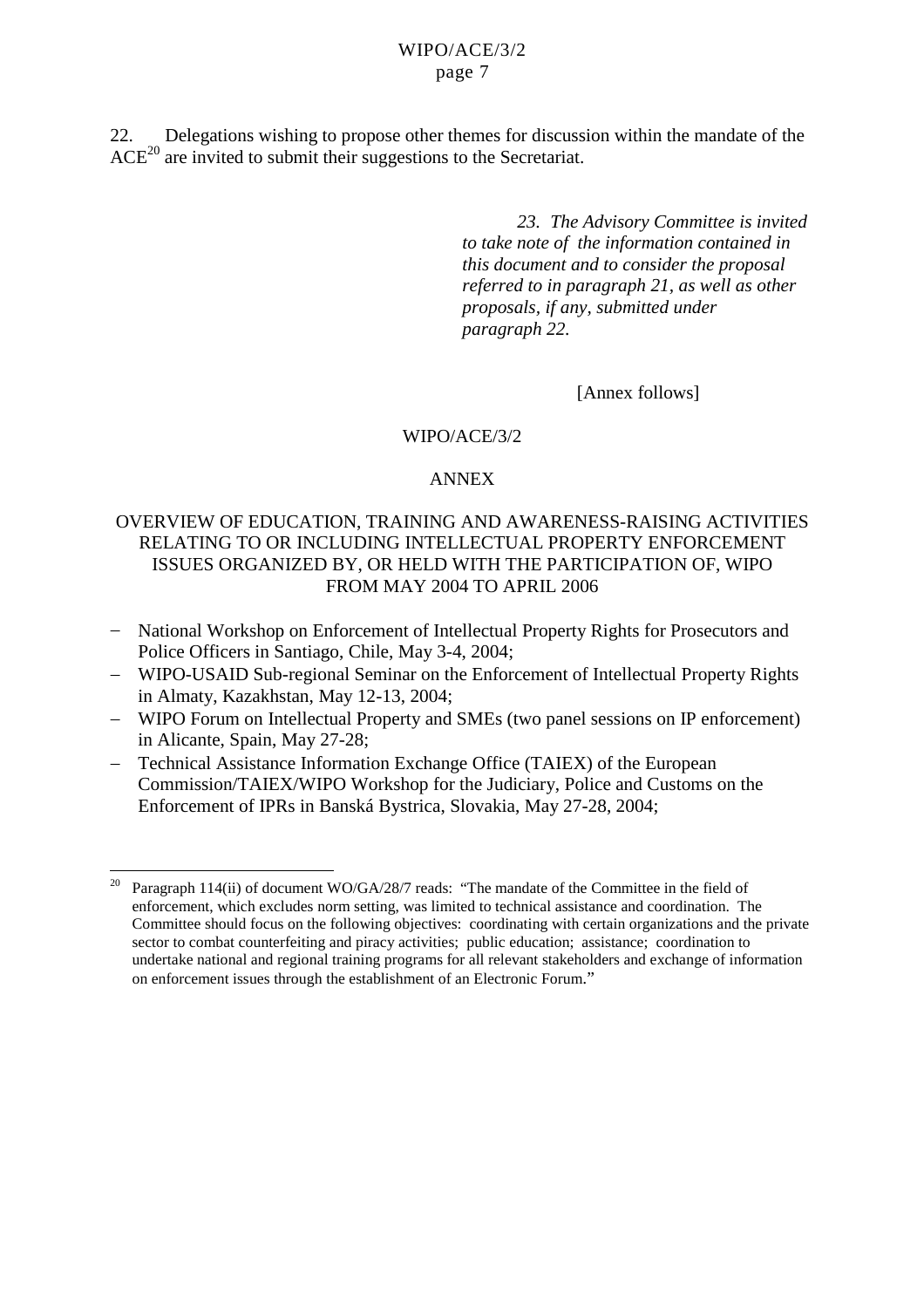22. Delegations wishing to propose other themes for discussion within the mandate of the ACE[20] are invited to submit their suggestions to the Secretariat.

*23. The Advisory Committee is invited to take note of the information contained in this document and to consider the proposal referred to in paragraph 21, as well as other proposals, if any, submitted under paragraph 22.*

[Annex follows]

WIPO/ACE/3/2

ANNEX

OVERVIEW OF EDUCATION, TRAINING AND AWARENESS-RAISING ACTIVITIES RELATING TO OR INCLUDING INTELLECTUAL PROPERTY ENFORCEMENT ISSUES ORGANIZED BY, OR HELD WITH THE PARTICIPATION OF, WIPO FROM MAY 2004 TO APRIL 2006

- National Workshop on Enforcement of Intellectual Property Rights for Prosecutors and Police Officers in Santiago, Chile, May 3-4, 2004;
- WIPO-USAID Sub-regional Seminar on the Enforcement of Intellectual Property Rights in Almaty, Kazakhstan, May 12-13, 2004;
- WIPO Forum on Intellectual Property and SMEs (two panel sessions on IP enforcement) in Alicante, Spain, May 27-28;
- Technical Assistance Information Exchange Office (TAIEX) of the European Commission/TAIEX/WIPO Workshop for the Judiciary, Police and Customs on the Enforcement of IPRs in Banská Bystrica, Slovakia, May 27-28, 2004;

---

[20] Paragraph 114(ii) of document WO/GA/28/7 reads: "The mandate of the Committee in the field of enforcement, which excludes norm setting, was limited to technical assistance and coordination. The Committee should focus on the following objectives: coordinating with certain organizations and the private sector to combat counterfeiting and piracy activities; public education; assistance; coordination to undertake national and regional training programs for all relevant stakeholders and exchange of information on enforcement issues through the establishment of an Electronic Forum."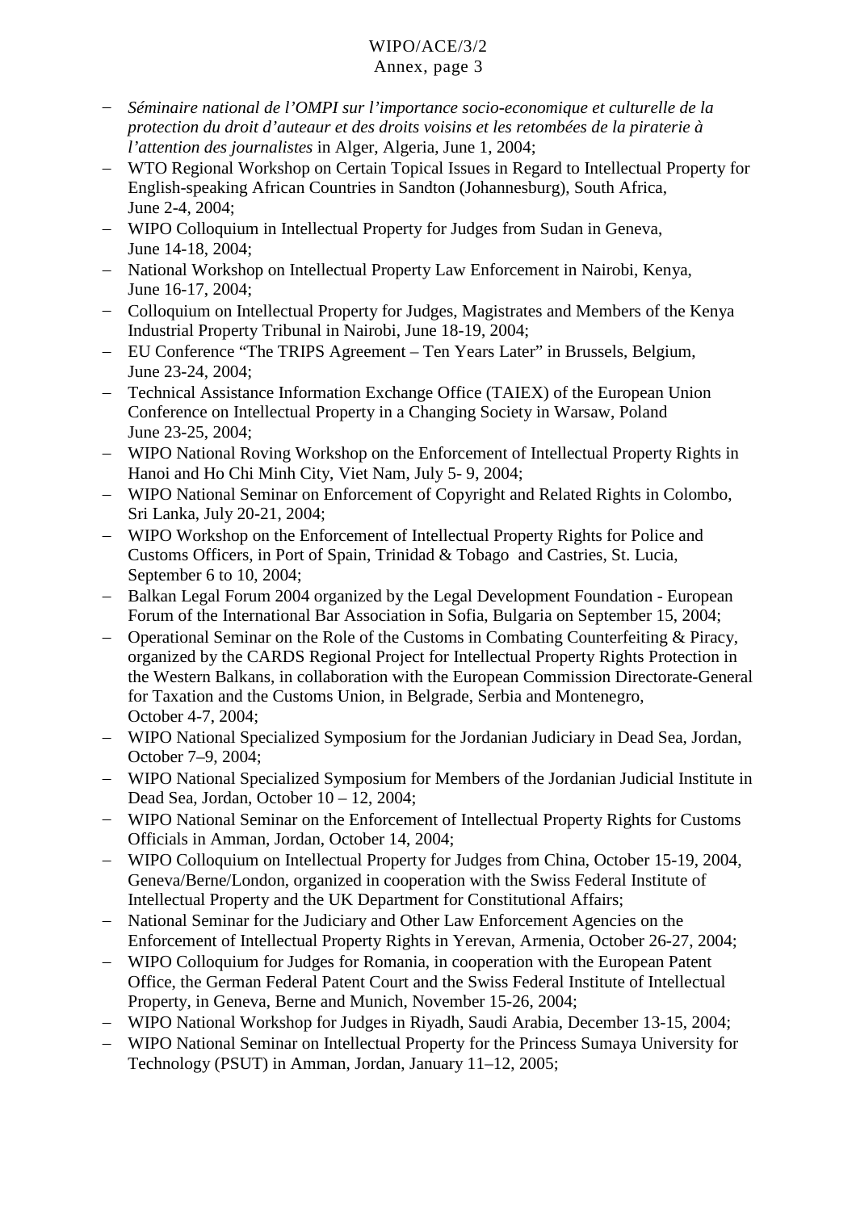- *Séminaire national de l'OMPI sur l'importance socio-economique et culturelle de la protection du droit d'auteur et des droits voisins et les retombées de la piraterie à l'attention des journalistes* in Alger, Algeria, June 1, 2004;
- WTO Regional Workshop on Certain Topical Issues in Regard to Intellectual Property for English-speaking African Countries in Sandton (Johannesburg), South Africa, June 2-4, 2004;
- WIPO Colloquium in Intellectual Property for Judges from Sudan in Geneva, June 14-18, 2004;
- National Workshop on Intellectual Property Law Enforcement in Nairobi, Kenya, June 16-17, 2004;
- Colloquium on Intellectual Property for Judges, Magistrates and Members of the Kenya Industrial Property Tribunal in Nairobi, June 18-19, 2004;
- EU Conference "The TRIPS Agreement – Ten Years Later" in Brussels, Belgium, June 23-24, 2004;
- Technical Assistance Information Exchange Office (TAIEX) of the European Union Conference on Intellectual Property in a Changing Society in Warsaw, Poland June 23-25, 2004;
- WIPO National Roving Workshop on the Enforcement of Intellectual Property Rights in Hanoi and Ho Chi Minh City, Viet Nam, July 5- 9, 2004;
- WIPO National Seminar on Enforcement of Copyright and Related Rights in Colombo, Sri Lanka, July 20-21, 2004;
- WIPO Workshop on the Enforcement of Intellectual Property Rights for Police and Customs Officers, in Port of Spain, Trinidad & Tobago and Castries, St. Lucia, September 6 to 10, 2004;
- Balkan Legal Forum 2004 organized by the Legal Development Foundation - European Forum of the International Bar Association in Sofia, Bulgaria on September 15, 2004;
- Operational Seminar on the Role of the Customs in Combating Counterfeiting & Piracy, organized by the CARDS Regional Project for Intellectual Property Rights Protection in the Western Balkans, in collaboration with the European Commission Directorate-General for Taxation and the Customs Union, in Belgrade, Serbia and Montenegro, October 4-7, 2004;
- WIPO National Specialized Symposium for the Jordanian Judiciary in Dead Sea, Jordan, October 7–9, 2004;
- WIPO National Specialized Symposium for Members of the Jordanian Judicial Institute in Dead Sea, Jordan, October 10 – 12, 2004;
- WIPO National Seminar on the Enforcement of Intellectual Property Rights for Customs Officials in Amman, Jordan, October 14, 2004;
- WIPO Colloquium on Intellectual Property for Judges from China, October 15-19, 2004, Geneva/Berne/London, organized in cooperation with the Swiss Federal Institute of Intellectual Property and the UK Department for Constitutional Affairs;
- National Seminar for the Judiciary and Other Law Enforcement Agencies on the Enforcement of Intellectual Property Rights in Yerevan, Armenia, October 26-27, 2004;
- WIPO Colloquium for Judges for Romania, in cooperation with the European Patent Office, the German Federal Patent Court and the Swiss Federal Institute of Intellectual Property, in Geneva, Berne and Munich, November 15-26, 2004;
- WIPO National Workshop for Judges in Riyadh, Saudi Arabia, December 13-15, 2004;
- WIPO National Seminar on Intellectual Property for the Princess Sumaya University for Technology (PSUT) in Amman, Jordan, January 11–12, 2005;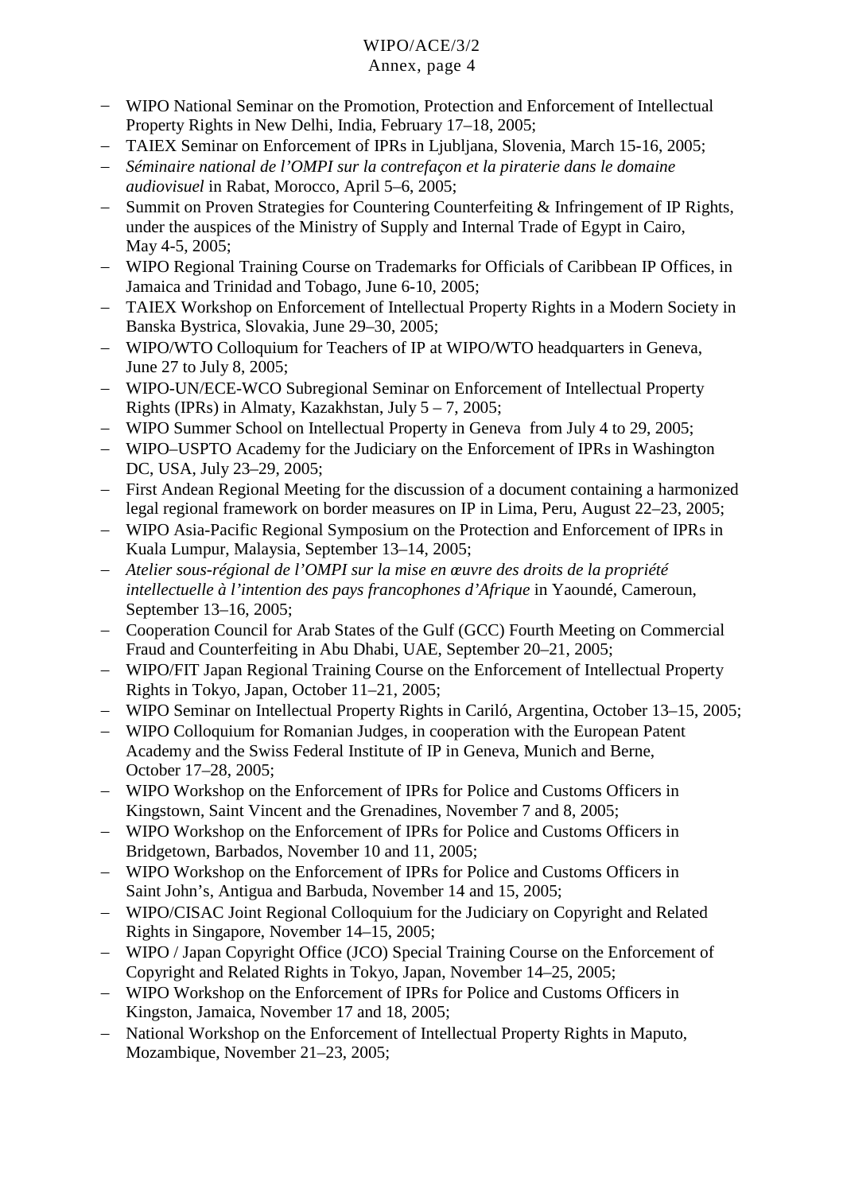- WIPO National Seminar on the Promotion, Protection and Enforcement of Intellectual Property Rights in New Delhi, India, February 17–18, 2005;
- TAIEX Seminar on Enforcement of IPRs in Ljubljana, Slovenia, March 15-16, 2005;
- *Séminaire national de l'OMPI sur la contrefaçon et la piraterie dans le domaine audiovisuel* in Rabat, Morocco, April 5–6, 2005;
- Summit on Proven Strategies for Countering Counterfeiting & Infringement of IP Rights, under the auspices of the Ministry of Supply and Internal Trade of Egypt in Cairo, May 4-5, 2005;
- WIPO Regional Training Course on Trademarks for Officials of Caribbean IP Offices, in Jamaica and Trinidad and Tobago, June 6-10, 2005;
- TAIEX Workshop on Enforcement of Intellectual Property Rights in a Modern Society in Banska Bystrica, Slovakia, June 29–30, 2005;
- WIPO/WTO Colloquium for Teachers of IP at WIPO/WTO headquarters in Geneva, June 27 to July 8, 2005;
- WIPO-UN/ECE-WCO Subregional Seminar on Enforcement of Intellectual Property Rights (IPRs) in Almaty, Kazakhstan, July 5 – 7, 2005;
- WIPO Summer School on Intellectual Property in Geneva from July 4 to 29, 2005;
- WIPO–USPTO Academy for the Judiciary on the Enforcement of IPRs in Washington DC, USA, July 23–29, 2005;
- First Andean Regional Meeting for the discussion of a document containing a harmonized legal regional framework on border measures on IP in Lima, Peru, August 22–23, 2005;
- WIPO Asia-Pacific Regional Symposium on the Protection and Enforcement of IPRs in Kuala Lumpur, Malaysia, September 13–14, 2005;
- *Atelier sous-régional de l'OMPI sur la mise en œuvre des droits de la propriété intellectuelle à l'intention des pays francophones d'Afrique* in Yaoundé, Cameroun, September 13–16, 2005;
- Cooperation Council for Arab States of the Gulf (GCC) Fourth Meeting on Commercial Fraud and Counterfeiting in Abu Dhabi, UAE, September 20–21, 2005;
- WIPO/FIT Japan Regional Training Course on the Enforcement of Intellectual Property Rights in Tokyo, Japan, October 11–21, 2005;
- WIPO Seminar on Intellectual Property Rights in Cariló, Argentina, October 13–15, 2005;
- WIPO Colloquium for Romanian Judges, in cooperation with the European Patent Academy and the Swiss Federal Institute of IP in Geneva, Munich and Berne, October 17–28, 2005;
- WIPO Workshop on the Enforcement of IPRs for Police and Customs Officers in Kingstown, Saint Vincent and the Grenadines, November 7 and 8, 2005;
- WIPO Workshop on the Enforcement of IPRs for Police and Customs Officers in Bridgetown, Barbados, November 10 and 11, 2005;
- WIPO Workshop on the Enforcement of IPRs for Police and Customs Officers in Saint John's, Antigua and Barbuda, November 14 and 15, 2005;
- WIPO/CISAC Joint Regional Colloquium for the Judiciary on Copyright and Related Rights in Singapore, November 14–15, 2005;
- WIPO / Japan Copyright Office (JCO) Special Training Course on the Enforcement of Copyright and Related Rights in Tokyo, Japan, November 14–25, 2005;
- WIPO Workshop on the Enforcement of IPRs for Police and Customs Officers in Kingston, Jamaica, November 17 and 18, 2005;
- National Workshop on the Enforcement of Intellectual Property Rights in Maputo, Mozambique, November 21–23, 2005;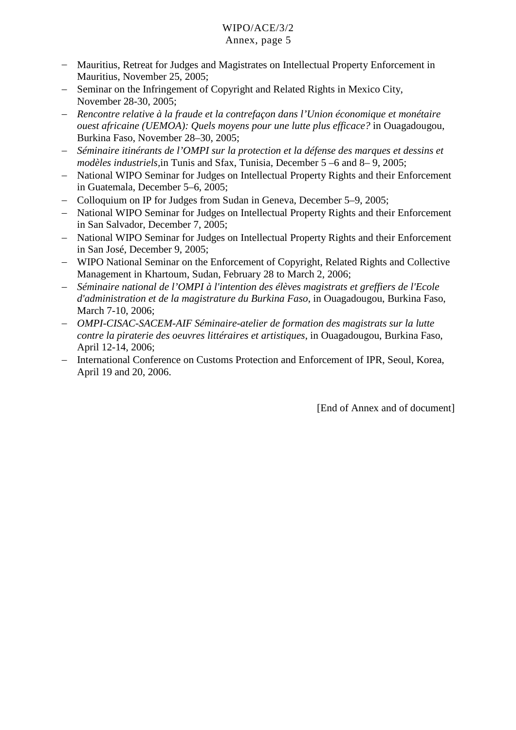- Mauritius, Retreat for Judges and Magistrates on Intellectual Property Enforcement in Mauritius, November 25, 2005;
- Seminar on the Infringement of Copyright and Related Rights in Mexico City, November 28-30, 2005;
- *Rencontre relative à la fraude et la contrefaçon dans l'Union économique et monétaire ouest africaine (UEMOA): Quels moyens pour une lutte plus efficace?* in Ouagadougou, Burkina Faso, November 28–30, 2005;
- *Séminaire itinérants de l'OMPI sur la protection et la défense des marques et dessins et modèles industriels,*in Tunis and Sfax, Tunisia, December 5 –6 and 8– 9, 2005;
- National WIPO Seminar for Judges on Intellectual Property Rights and their Enforcement in Guatemala, December 5–6, 2005;
- Colloquium on IP for Judges from Sudan in Geneva, December 5–9, 2005;
- National WIPO Seminar for Judges on Intellectual Property Rights and their Enforcement in San Salvador, December 7, 2005;
- National WIPO Seminar for Judges on Intellectual Property Rights and their Enforcement in San José, December 9, 2005;
- WIPO National Seminar on the Enforcement of Copyright, Related Rights and Collective Management in Khartoum, Sudan, February 28 to March 2, 2006;
- *Séminaire national de l'OMPI à l'intention des élèves magistrats et greffiers de l'Ecole d'administration et de la magistrature du Burkina Faso*, in Ouagadougou, Burkina Faso, March 7-10, 2006;
- *OMPI-CISAC-SACEM-AIF Séminaire-atelier de formation des magistrats sur la lutte contre la piraterie des oeuvres littéraires et artistiques*, in Ouagadougou, Burkina Faso, April 12-14, 2006;
- International Conference on Customs Protection and Enforcement of IPR, Seoul, Korea, April 19 and 20, 2006.

[End of Annex and of document]